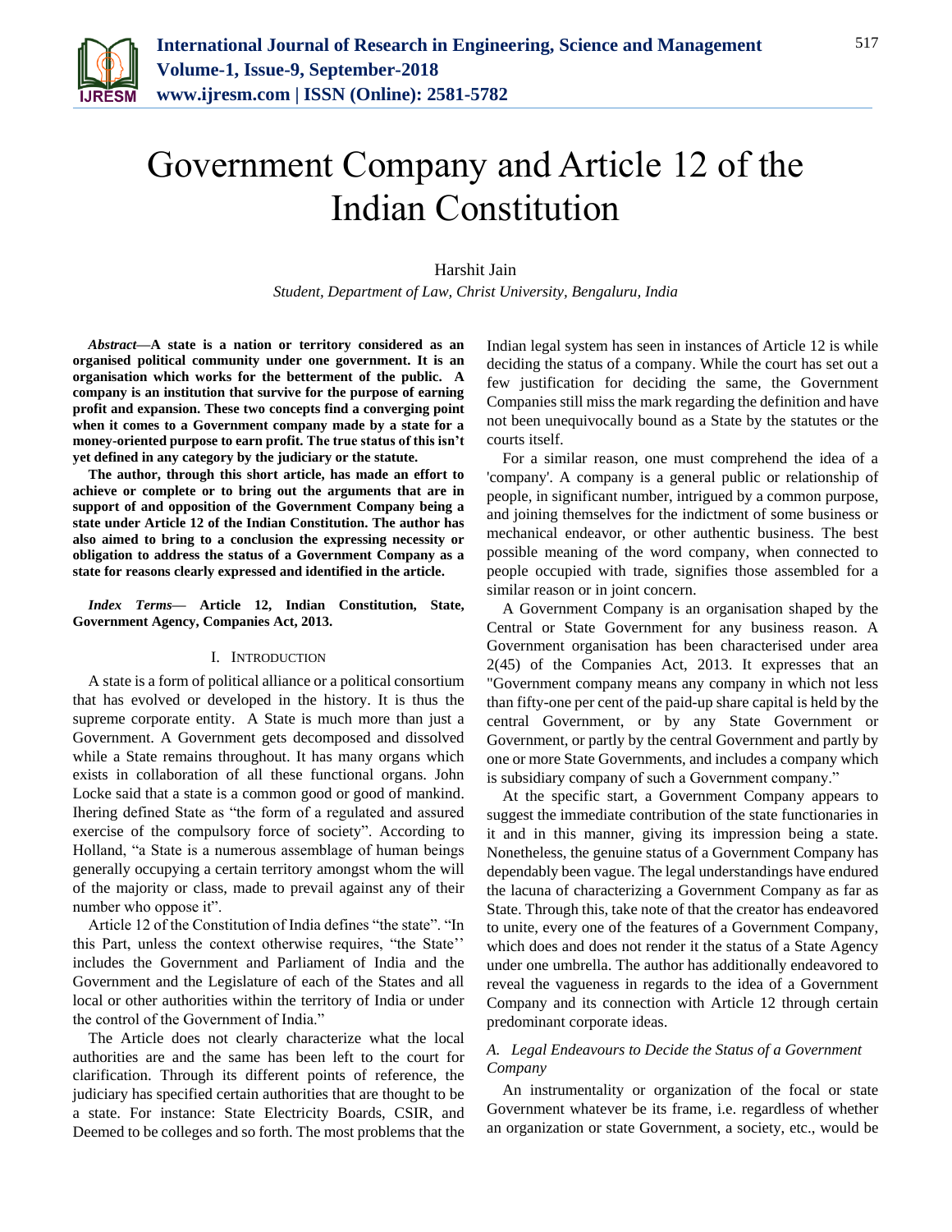# Government Company and Article 12 of the Indian Constitution

Harshit Jain

*Student, Department of Law, Christ University, Bengaluru, India*

***Abstract*—A state is a nation or territory considered as an organised political community under one government. It is an organisation which works for the betterment of the public. A company is an institution that survive for the purpose of earning profit and expansion. These two concepts find a converging point when it comes to a Government company made by a state for a money-oriented purpose to earn profit. The true status of this isn't yet defined in any category by the judiciary or the statute.**

**The author, through this short article, has made an effort to achieve or complete or to bring out the arguments that are in support of and opposition of the Government Company being a state under Article 12 of the Indian Constitution. The author has also aimed to bring to a conclusion the expressing necessity or obligation to address the status of a Government Company as a state for reasons clearly expressed and identified in the article.**

***Index Terms*— Article 12, Indian Constitution, State, Government Agency, Companies Act, 2013.**

## I. Introduction

A state is a form of political alliance or a political consortium that has evolved or developed in the history. It is thus the supreme corporate entity. A State is much more than just a Government. A Government gets decomposed and dissolved while a State remains throughout. It has many organs which exists in collaboration of all these functional organs. John Locke said that a state is a common good or good of mankind. Ihering defined State as "the form of a regulated and assured exercise of the compulsory force of society". According to Holland, "a State is a numerous assemblage of human beings generally occupying a certain territory amongst whom the will of the majority or class, made to prevail against any of their number who oppose it".

Article 12 of the Constitution of India defines "the state". "In this Part, unless the context otherwise requires, "the State'' includes the Government and Parliament of India and the Government and the Legislature of each of the States and all local or other authorities within the territory of India or under the control of the Government of India."

The Article does not clearly characterize what the local authorities are and the same has been left to the court for clarification. Through its different points of reference, the judiciary has specified certain authorities that are thought to be a state. For instance: State Electricity Boards, CSIR, and Deemed to be colleges and so forth. The most problems that the Indian legal system has seen in instances of Article 12 is while deciding the status of a company. While the court has set out a few justification for deciding the same, the Government Companies still miss the mark regarding the definition and have not been unequivocally bound as a State by the statutes or the courts itself.

For a similar reason, one must comprehend the idea of a 'company'. A company is a general public or relationship of people, in significant number, intrigued by a common purpose, and joining themselves for the indictment of some business or mechanical endeavor, or other authentic business. The best possible meaning of the word company, when connected to people occupied with trade, signifies those assembled for a similar reason or in joint concern.

A Government Company is an organisation shaped by the Central or State Government for any business reason. A Government organisation has been characterised under area 2(45) of the Companies Act, 2013. It expresses that an "Government company means any company in which not less than fifty-one per cent of the paid-up share capital is held by the central Government, or by any State Government or Government, or partly by the central Government and partly by one or more State Governments, and includes a company which is subsidiary company of such a Government company."

At the specific start, a Government Company appears to suggest the immediate contribution of the state functionaries in it and in this manner, giving its impression being a state. Nonetheless, the genuine status of a Government Company has dependably been vague. The legal understandings have endured the lacuna of characterizing a Government Company as far as State. Through this, take note of that the creator has endeavored to unite, every one of the features of a Government Company, which does and does not render it the status of a State Agency under one umbrella. The author has additionally endeavored to reveal the vagueness in regards to the idea of a Government Company and its connection with Article 12 through certain predominant corporate ideas.

### *A. Legal Endeavours to Decide the Status of a Government Company*

An instrumentality or organization of the focal or state Government whatever be its frame, i.e. regardless of whether an organization or state Government, a society, etc., would be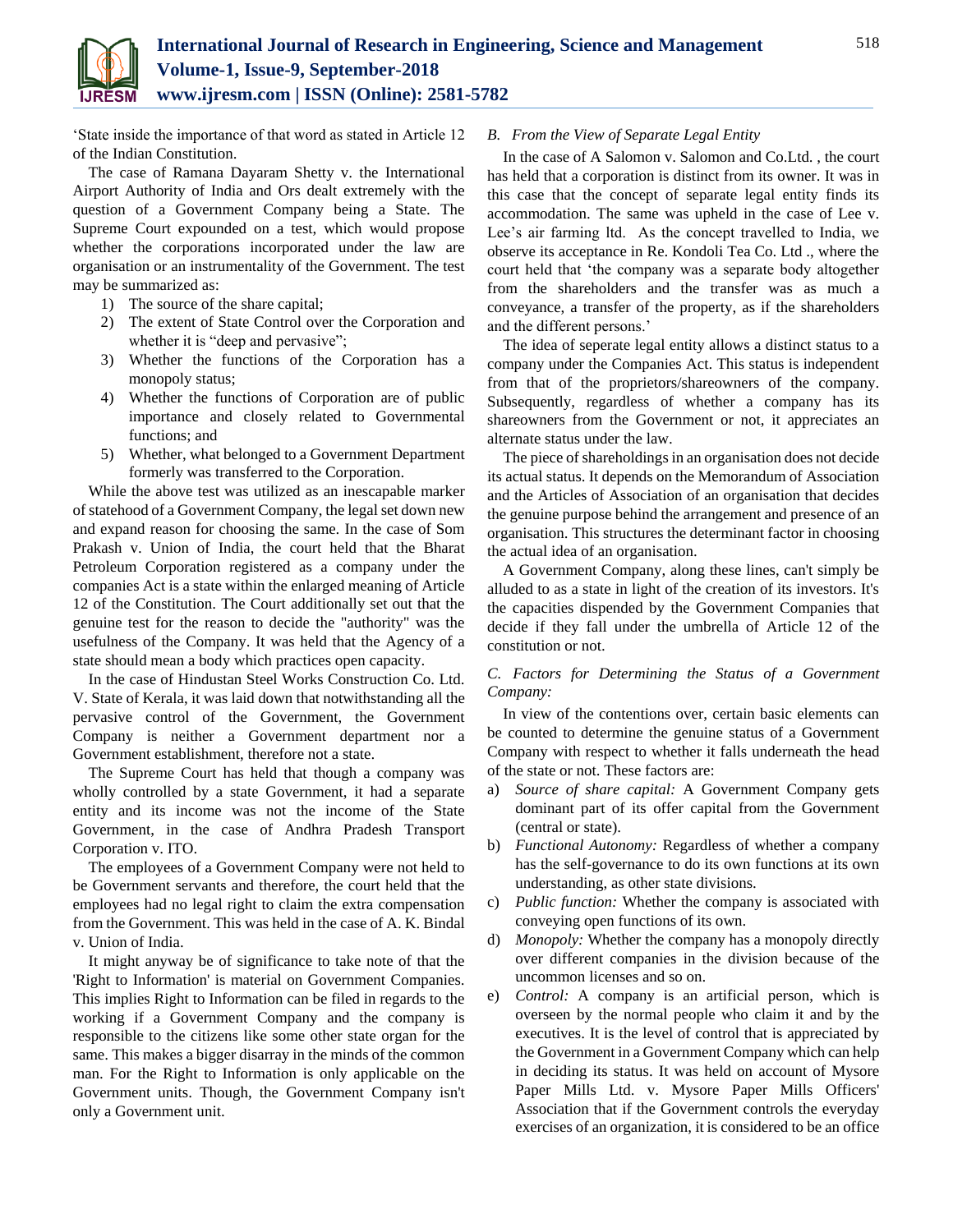'State inside the importance of that word as stated in Article 12 of the Indian Constitution.

The case of Ramana Dayaram Shetty v. the International Airport Authority of India and Ors dealt extremely with the question of a Government Company being a State. The Supreme Court expounded on a test, which would propose whether the corporations incorporated under the law are organisation or an instrumentality of the Government. The test may be summarized as:

1) The source of the share capital;
2) The extent of State Control over the Corporation and whether it is "deep and pervasive";
3) Whether the functions of the Corporation has a monopoly status;
4) Whether the functions of Corporation are of public importance and closely related to Governmental functions; and
5) Whether, what belonged to a Government Department formerly was transferred to the Corporation.

While the above test was utilized as an inescapable marker of statehood of a Government Company, the legal set down new and expand reason for choosing the same. In the case of Som Prakash v. Union of India, the court held that the Bharat Petroleum Corporation registered as a company under the companies Act is a state within the enlarged meaning of Article 12 of the Constitution. The Court additionally set out that the genuine test for the reason to decide the "authority" was the usefulness of the Company. It was held that the Agency of a state should mean a body which practices open capacity.

In the case of Hindustan Steel Works Construction Co. Ltd. V. State of Kerala, it was laid down that notwithstanding all the pervasive control of the Government, the Government Company is neither a Government department nor a Government establishment, therefore not a state.

The Supreme Court has held that though a company was wholly controlled by a state Government, it had a separate entity and its income was not the income of the State Government, in the case of Andhra Pradesh Transport Corporation v. ITO.

The employees of a Government Company were not held to be Government servants and therefore, the court held that the employees had no legal right to claim the extra compensation from the Government. This was held in the case of A. K. Bindal v. Union of India.

It might anyway be of significance to take note of that the 'Right to Information' is material on Government Companies. This implies Right to Information can be filed in regards to the working if a Government Company and the company is responsible to the citizens like some other state organ for the same. This makes a bigger disarray in the minds of the common man. For the Right to Information is only applicable on the Government units. Though, the Government Company isn't only a Government unit.

### *B. From the View of Separate Legal Entity*

In the case of A Salomon v. Salomon and Co.Ltd. , the court has held that a corporation is distinct from its owner. It was in this case that the concept of separate legal entity finds its accommodation. The same was upheld in the case of Lee v. Lee's air farming ltd. As the concept travelled to India, we observe its acceptance in Re. Kondoli Tea Co. Ltd ., where the court held that 'the company was a separate body altogether from the shareholders and the transfer was as much a conveyance, a transfer of the property, as if the shareholders and the different persons.'

The idea of seperate legal entity allows a distinct status to a company under the Companies Act. This status is independent from that of the proprietors/shareowners of the company. Subsequently, regardless of whether a company has its shareowners from the Government or not, it appreciates an alternate status under the law.

The piece of shareholdings in an organisation does not decide its actual status. It depends on the Memorandum of Association and the Articles of Association of an organisation that decides the genuine purpose behind the arrangement and presence of an organisation. This structures the determinant factor in choosing the actual idea of an organisation.

A Government Company, along these lines, can't simply be alluded to as a state in light of the creation of its investors. It's the capacities dispended by the Government Companies that decide if they fall under the umbrella of Article 12 of the constitution or not.

### *C. Factors for Determining the Status of a Government Company:*

In view of the contentions over, certain basic elements can be counted to determine the genuine status of a Government Company with respect to whether it falls underneath the head of the state or not. These factors are:

a) *Source of share capital:* A Government Company gets dominant part of its offer capital from the Government (central or state).
b) *Functional Autonomy:* Regardless of whether a company has the self-governance to do its own functions at its own understanding, as other state divisions.
c) *Public function:* Whether the company is associated with conveying open functions of its own.
d) *Monopoly:* Whether the company has a monopoly directly over different companies in the division because of the uncommon licenses and so on.
e) *Control:* A company is an artificial person, which is overseen by the normal people who claim it and by the executives. It is the level of control that is appreciated by the Government in a Government Company which can help in deciding its status. It was held on account of Mysore Paper Mills Ltd. v. Mysore Paper Mills Officers' Association that if the Government controls the everyday exercises of an organization, it is considered to be an office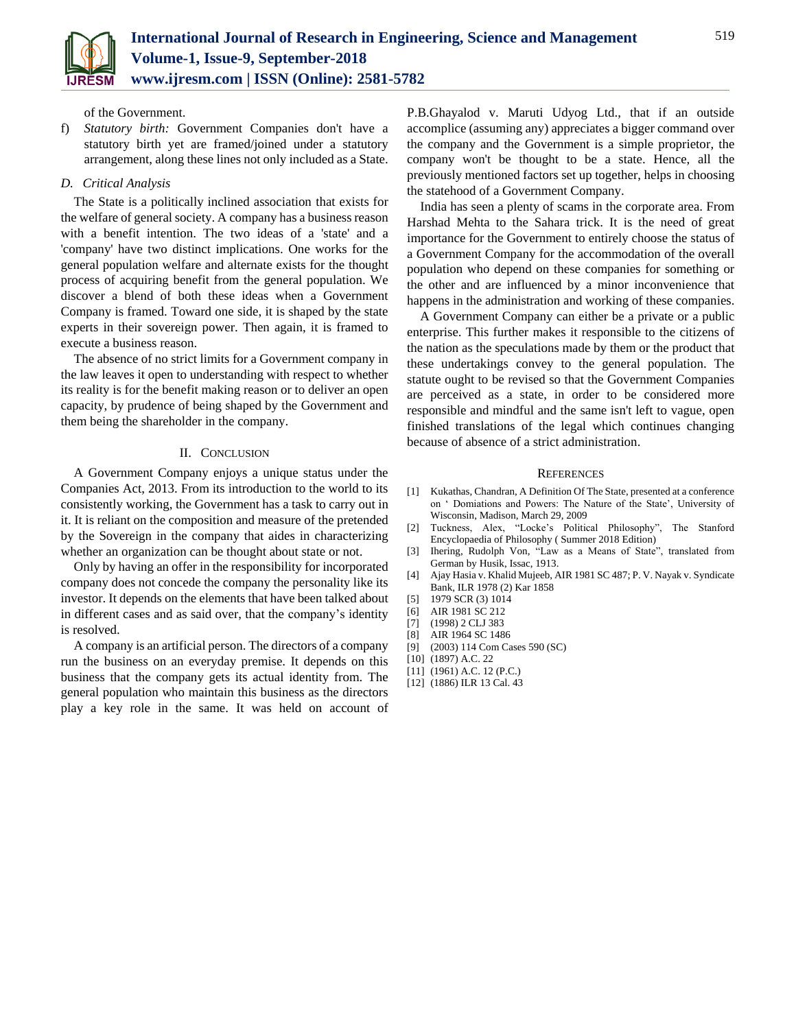of the Government.

f) *Statutory birth:* Government Companies don't have a statutory birth yet are framed/joined under a statutory arrangement, along these lines not only included as a State.

### D. Critical Analysis

The State is a politically inclined association that exists for the welfare of general society. A company has a business reason with a benefit intention. The two ideas of a 'state' and a 'company' have two distinct implications. One works for the general population welfare and alternate exists for the thought process of acquiring benefit from the general population. We discover a blend of both these ideas when a Government Company is framed. Toward one side, it is shaped by the state experts in their sovereign power. Then again, it is framed to execute a business reason.

The absence of no strict limits for a Government company in the law leaves it open to understanding with respect to whether its reality is for the benefit making reason or to deliver an open capacity, by prudence of being shaped by the Government and them being the shareholder in the company.

## II. Conclusion

A Government Company enjoys a unique status under the Companies Act, 2013. From its introduction to the world to its consistently working, the Government has a task to carry out in it. It is reliant on the composition and measure of the pretended by the Sovereign in the company that aides in characterizing whether an organization can be thought about state or not.

Only by having an offer in the responsibility for incorporated company does not concede the company the personality like its investor. It depends on the elements that have been talked about in different cases and as said over, that the company's identity is resolved.

A company is an artificial person. The directors of a company run the business on an everyday premise. It depends on this business that the company gets its actual identity from. The general population who maintain this business as the directors play a key role in the same. It was held on account of P.B.Ghayalod v. Maruti Udyog Ltd., that if an outside accomplice (assuming any) appreciates a bigger command over the company and the Government is a simple proprietor, the company won't be thought to be a state. Hence, all the previously mentioned factors set up together, helps in choosing the statehood of a Government Company.

India has seen a plenty of scams in the corporate area. From Harshad Mehta to the Sahara trick. It is the need of great importance for the Government to entirely choose the status of a Government Company for the accommodation of the overall population who depend on these companies for something or the other and are influenced by a minor inconvenience that happens in the administration and working of these companies.

A Government Company can either be a private or a public enterprise. This further makes it responsible to the citizens of the nation as the speculations made by them or the product that these undertakings convey to the general population. The statute ought to be revised so that the Government Companies are perceived as a state, in order to be considered more responsible and mindful and the same isn't left to vague, open finished translations of the legal which continues changing because of absence of a strict administration.

## References

[1] Kukathas, Chandran, A Definition Of The State, presented at a conference on ' Domiations and Powers: The Nature of the State', University of Wisconsin, Madison, March 29, 2009

[2] Tuckness, Alex, "Locke's Political Philosophy", The Stanford Encyclopaedia of Philosophy ( Summer 2018 Edition)

[3] Ihering, Rudolph Von, "Law as a Means of State", translated from German by Husik, Issac, 1913.

[4] Ajay Hasia v. Khalid Mujeeb, AIR 1981 SC 487; P. V. Nayak v. Syndicate Bank, ILR 1978 (2) Kar 1858

[5] 1979 SCR (3) 1014

[6] AIR 1981 SC 212

[7] (1998) 2 CLJ 383

[8] AIR 1964 SC 1486

[9] (2003) 114 Com Cases 590 (SC)

[10] (1897) A.C. 22

[11] (1961) A.C. 12 (P.C.)

[12] (1886) ILR 13 Cal. 43